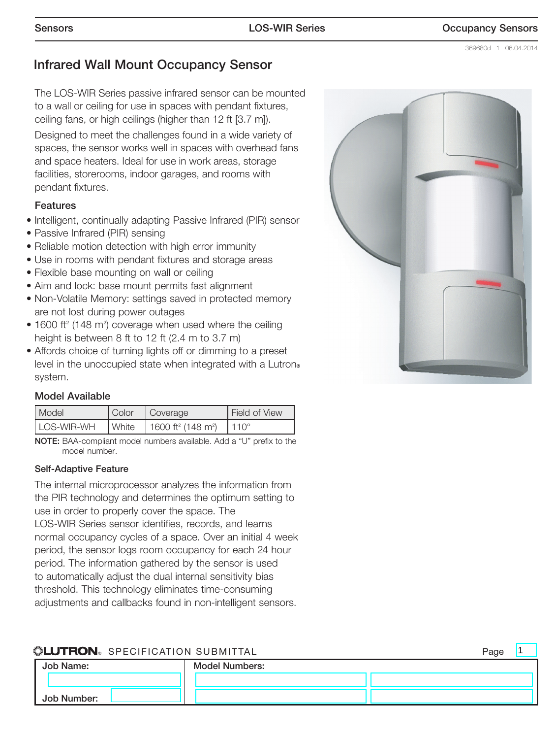# Infrared Wall Mount Occupancy Sensor

The LOS-WIR Series passive infrared sensor can be mounted to a wall or ceiling for use in spaces with pendant fixtures, ceiling fans, or high ceilings (higher than 12 ft [3.7 m]).

Designed to meet the challenges found in a wide variety of spaces, the sensor works well in spaces with overhead fans and space heaters. Ideal for use in work areas, storage facilities, storerooms, indoor garages, and rooms with pendant fixtures.

### Features

- Intelligent, continually adapting Passive Infrared (PIR) sensor
- Passive Infrared (PIR) sensing
- Reliable motion detection with high error immunity
- Use in rooms with pendant fixtures and storage areas
- Flexible base mounting on wall or ceiling
- Aim and lock: base mount permits fast alignment
- Non-Volatile Memory: settings saved in protected memory are not lost during power outages
- 1600 $ft^2$ (148 $m^2$) coverage when used where the ceiling height is between 8 ft to 12 ft (2.4 m to 3.7 m)
- Affords choice of turning lights off or dimming to a preset level in the unoccupied state when integrated with a Lutron® system.

### Model Available

| Model | Color | Coverage | Field of View |
|---|---|---|---|
| LOS-WIR-WH | White | 1600 $ft^2$ (148 $m^2$) | 110° |

**NOTE:** BAA-compliant model numbers available. Add a "U" prefix to the model number.

#### Self-Adaptive Feature

The internal microprocessor analyzes the information from the PIR technology and determines the optimum setting to use in order to properly cover the space. The LOS-WIR Series sensor identifies, records, and learns normal occupancy cycles of a space. Over an initial 4 week period, the sensor logs room occupancy for each 24 hour period. The information gathered by the sensor is used to automatically adjust the dual internal sensitivity bias threshold. This technology eliminates time-consuming adjustments and callbacks found in non-intelligent sensors.

LUTRON® SPECIFICATION SUBMITTAL

| Job Name: | Model Numbers: | |
|---|---|---|
| | | |
| Job Number: | | |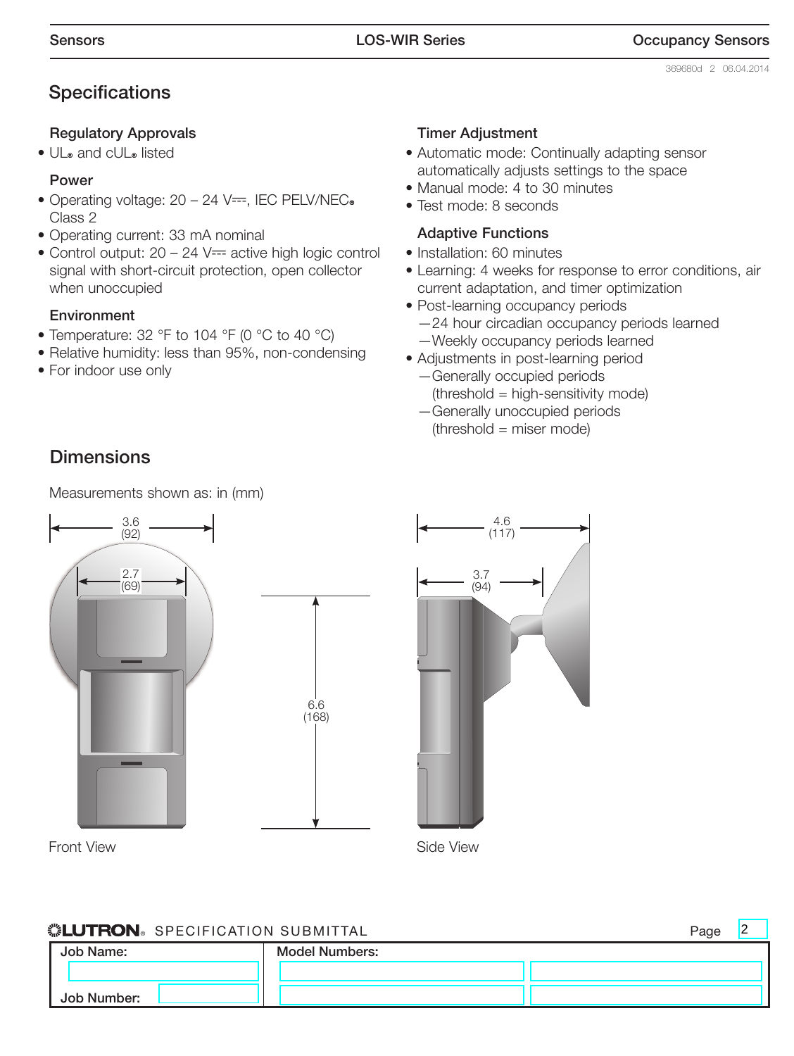## Specifications

### Regulatory Approvals

- UL® and cUL® listed

### Power

- Operating voltage: 20 – 24 V⎓, IEC PELV/NEC® Class 2
- Operating current: 33 mA nominal
- Control output: 20 – 24 V⎓ active high logic control signal with short-circuit protection, open collector when unoccupied

### Environment

- Temperature: 32 °F to 104 °F (0 °C to 40 °C)
- Relative humidity: less than 95%, non-condensing
- For indoor use only

### Timer Adjustment

- Automatic mode: Continually adapting sensor automatically adjusts settings to the space
- Manual mode: 4 to 30 minutes
- Test mode: 8 seconds

### Adaptive Functions

- Installation: 60 minutes
- Learning: 4 weeks for response to error conditions, air current adaptation, and timer optimization
- Post-learning occupancy periods
  - 24 hour circadian occupancy periods learned
  - Weekly occupancy periods learned
- Adjustments in post-learning period
  - Generally occupied periods (threshold = high-sensitivity mode)
  - Generally unoccupied periods (threshold = miser mode)

## Dimensions

Measurements shown as: in (mm)

3.6 (92)

2.7 (69)

6.6 (168)

Front View

4.6 (117)

3.7 (94)

Side View

LUTRON® SPECIFICATION SUBMITTAL

| Job Name: | Model Numbers: | |
|---|---|---|
| | | |
| Job Number: | | |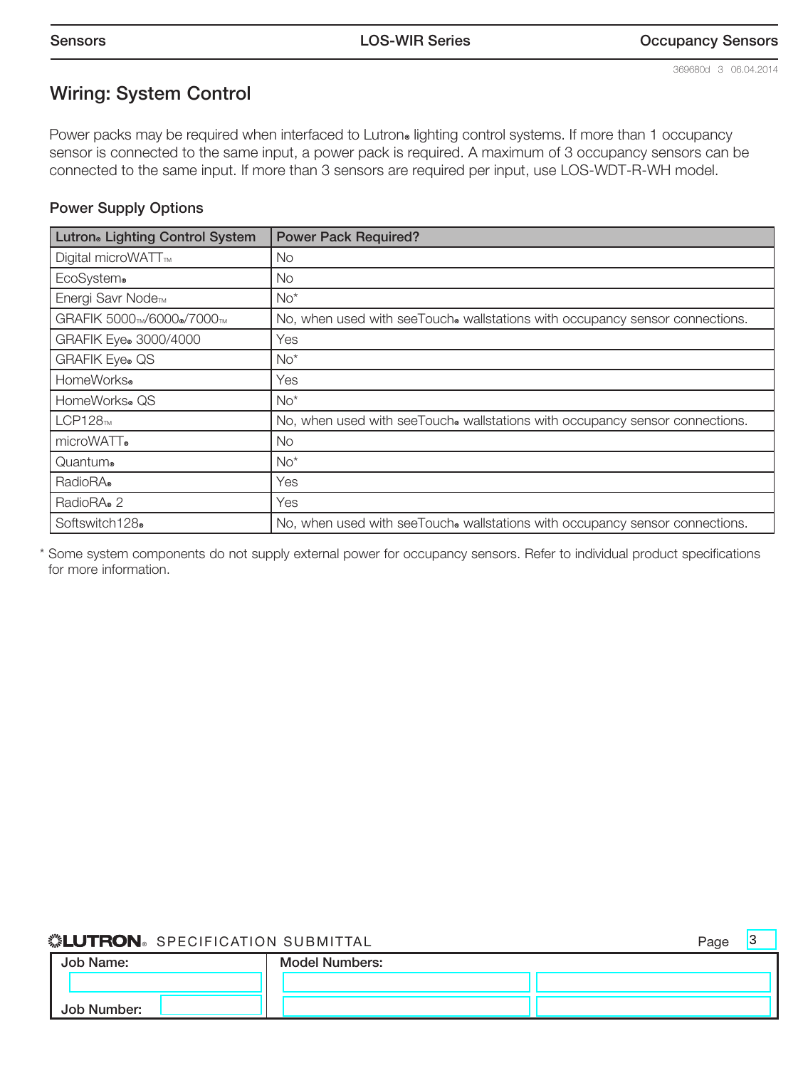## Wiring: System Control

Power packs may be required when interfaced to Lutron® lighting control systems. If more than 1 occupancy sensor is connected to the same input, a power pack is required. A maximum of 3 occupancy sensors can be connected to the same input. If more than 3 sensors are required per input, use LOS-WDT-R-WH model.

### Power Supply Options

| Lutron® Lighting Control System | Power Pack Required? |
|---|---|
| Digital microWATT™ | No |
| EcoSystem® | No |
| Energi Savr Node™ | No* |
| GRAFIK 5000™/6000®/7000™ | No, when used with seeTouch® wallstations with occupancy sensor connections. |
| GRAFIK Eye® 3000/4000 | Yes |
| GRAFIK Eye® QS | No* |
| HomeWorks® | Yes |
| HomeWorks® QS | No* |
| LCP128™ | No, when used with seeTouch® wallstations with occupancy sensor connections. |
| microWATT® | No |
| Quantum® | No* |
| RadioRA® | Yes |
| RadioRA® 2 | Yes |
| Softswitch128® | No, when used with seeTouch® wallstations with occupancy sensor connections. |

* Some system components do not supply external power for occupancy sensors. Refer to individual product specifications for more information.

**LUTRON** SPECIFICATION SUBMITTAL

| Job Name: | Model Numbers: | |
|---|---|---|
| | | |
| Job Number: | | |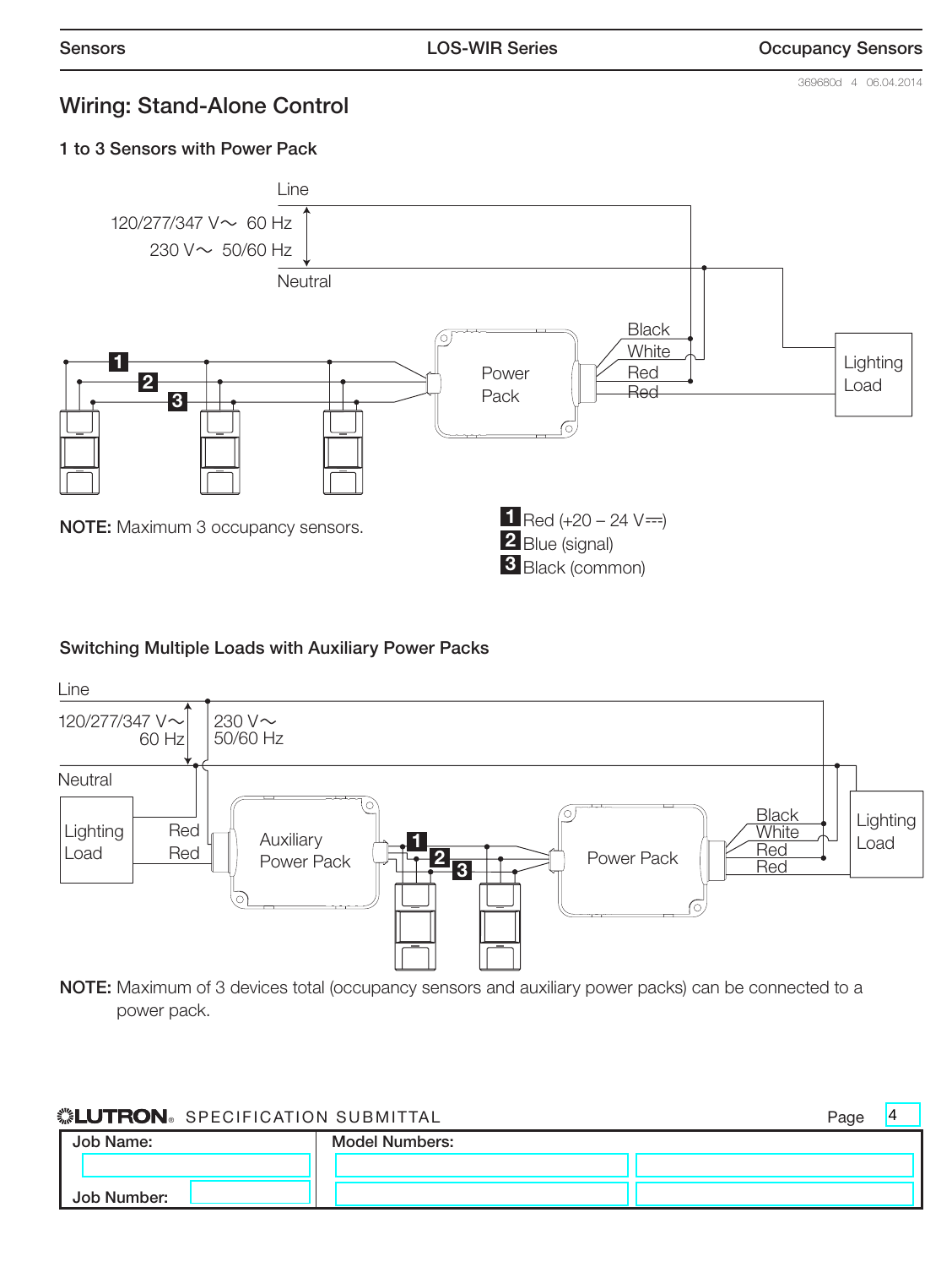## Wiring: Stand-Alone Control

### 1 to 3 Sensors with Power Pack

Line

120/277/347 V~ 60 Hz
230 V~ 50/60 Hz

Neutral

Black
White
Red
Red

Power Pack

Lighting Load

**NOTE:** Maximum 3 occupancy sensors.

1 Red (+20 – 24 V⎓)
2 Blue (signal)
3 Black (common)

### Switching Multiple Loads with Auxiliary Power Packs

Line

120/277/347 V~ 60 Hz

230 V~ 50/60 Hz

Neutral

Lighting Load

Red
Red

Auxiliary Power Pack

Power Pack

Black
White
Red
Red

Lighting Load

**NOTE:** Maximum of 3 devices total (occupancy sensors and auxiliary power packs) can be connected to a power pack.

**LUTRON** SPECIFICATION SUBMITTAL

| Job Name: | Model Numbers: | |
|---|---|---|
| | | |
| Job Number: | | |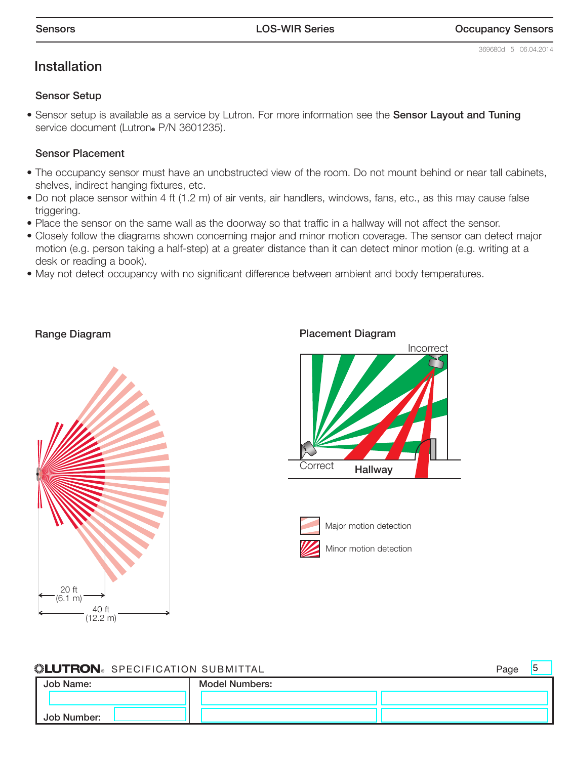## Installation

### Sensor Setup

- Sensor setup is available as a service by Lutron. For more information see the **Sensor Layout and Tuning** service document (Lutron® P/N 3601235).

### Sensor Placement

- The occupancy sensor must have an unobstructed view of the room. Do not mount behind or near tall cabinets, shelves, indirect hanging fixtures, etc.
- Do not place sensor within 4 ft (1.2 m) of air vents, air handlers, windows, fans, etc., as this may cause false triggering.
- Place the sensor on the same wall as the doorway so that traffic in a hallway will not affect the sensor.
- Closely follow the diagrams shown concerning major and minor motion coverage. The sensor can detect major motion (e.g. person taking a half-step) at a greater distance than it can detect minor motion (e.g. writing at a desk or reading a book).
- May not detect occupancy with no significant difference between ambient and body temperatures.

**Range Diagram**

20 ft (6.1 m)

40 ft (12.2 m)

**Placement Diagram**

Incorrect

Correct

**Hallway**

Major motion detection

Minor motion detection

SPECIFICATION SUBMITTAL

| Job Name: | Model Numbers: | |
|---|---|---|
| | | |
| Job Number: | | |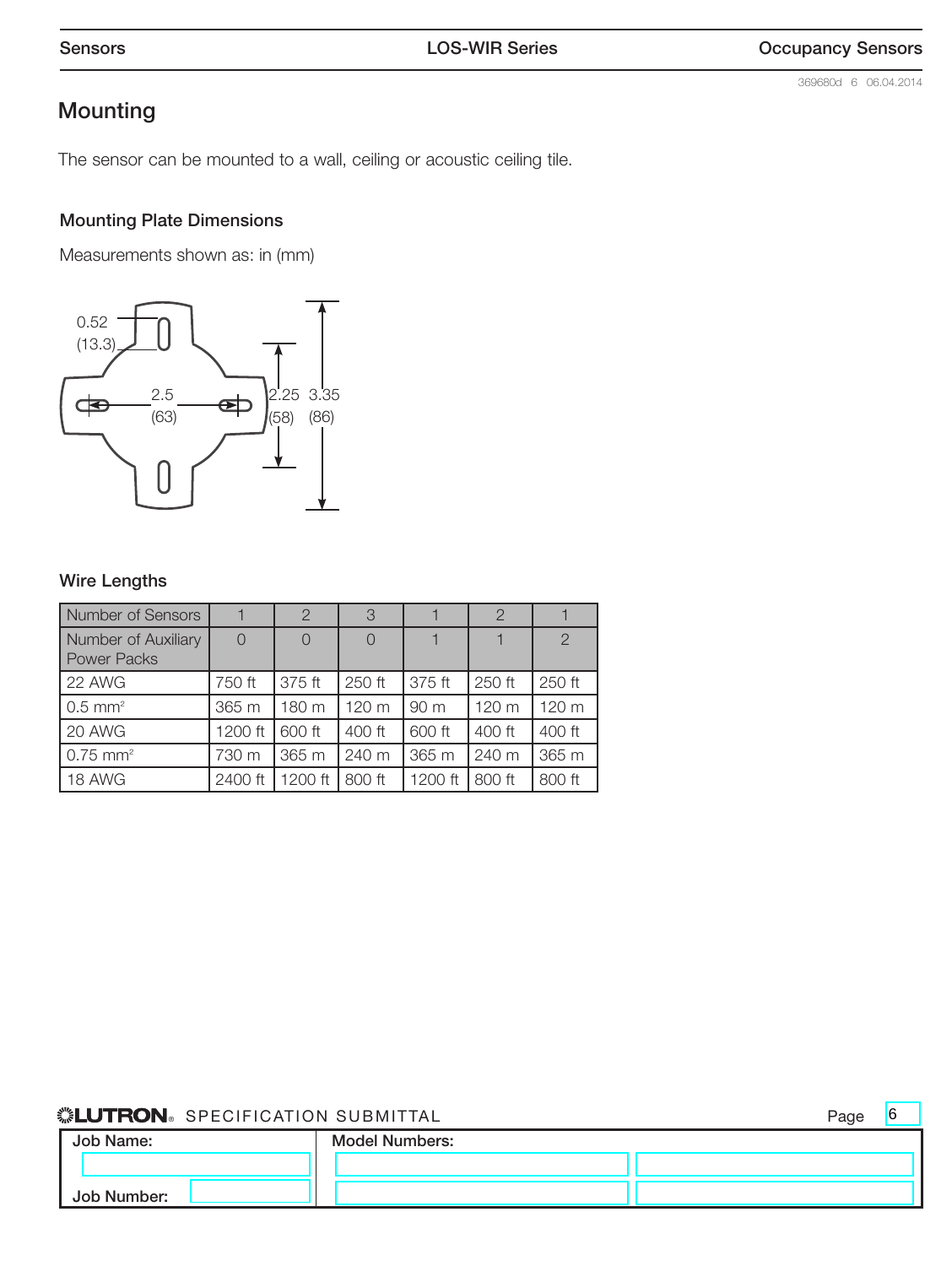## Mounting

The sensor can be mounted to a wall, ceiling or acoustic ceiling tile.

### Mounting Plate Dimensions

Measurements shown as: in (mm)

0.52 (13.3)

2.5 (63)

2.25 (58)

3.35 (86)

### Wire Lengths

| Number of Sensors | 1 | 2 | 3 | 1 | 2 | 1 |
|---|---|---|---|---|---|---|
| Number of Auxiliary Power Packs | 0 | 0 | 0 | 1 | 1 | 2 |
| 22 AWG | 750 ft | 375 ft | 250 ft | 375 ft | 250 ft | 250 ft |
| 0.5 $mm^2$ | 365 m | 180 m | 120 m | 90 m | 120 m | 120 m |
| 20 AWG | 1200 ft | 600 ft | 400 ft | 600 ft | 400 ft | 400 ft |
| 0.75 $mm^2$ | 730 m | 365 m | 240 m | 365 m | 240 m | 365 m |
| 18 AWG | 2400 ft | 1200 ft | 800 ft | 1200 ft | 800 ft | 800 ft |

**LUTRON** SPECIFICATION SUBMITTAL

| Job Name: | Model Numbers: |
|---|---|
| Job Number: | |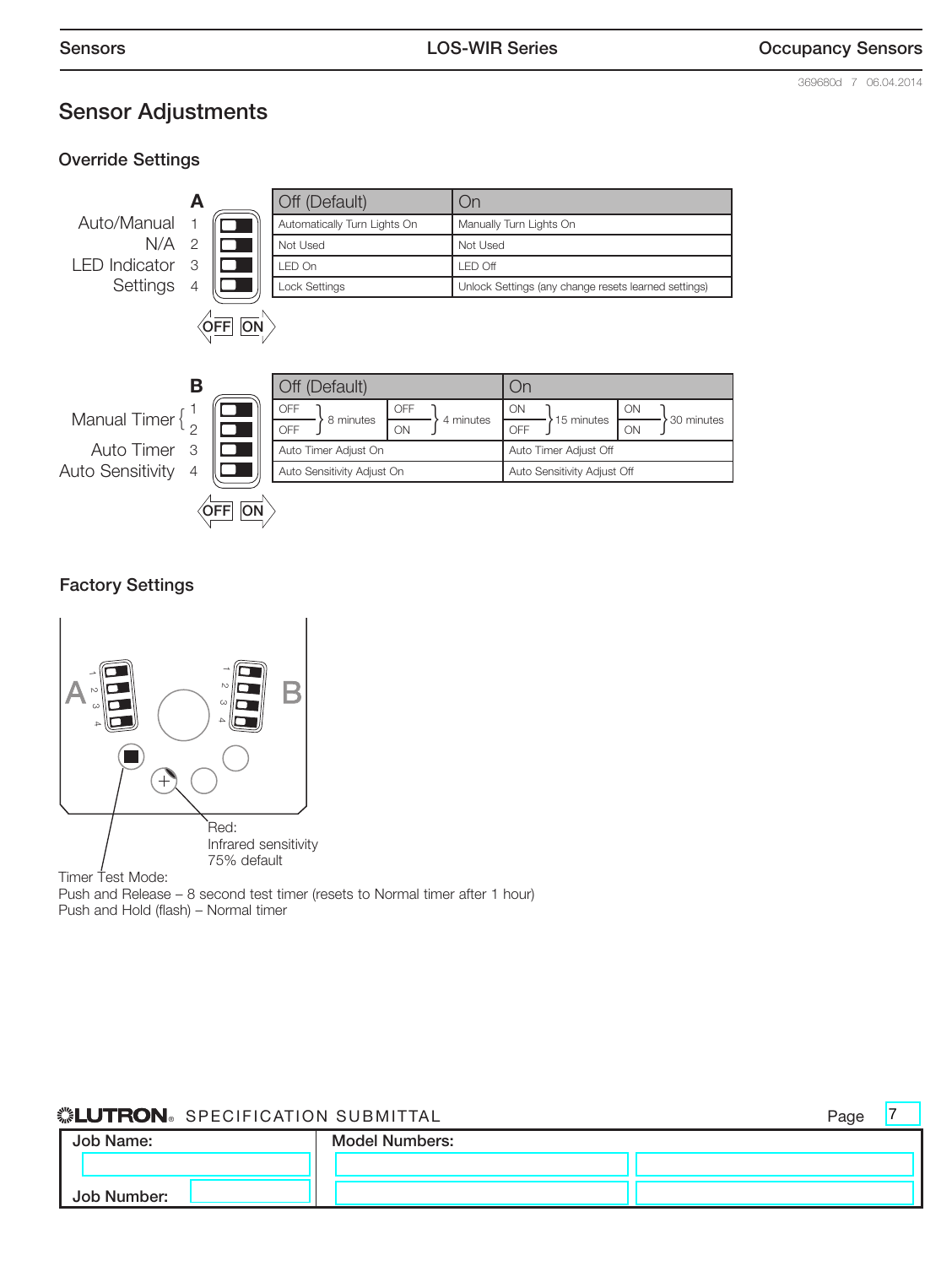## Sensor Adjustments

### Override Settings

**A**

| Switch | | Off (Default) | On |
|---|---|---|---|
| Auto/Manual | 1 | Automatically Turn Lights On | Manually Turn Lights On |
| N/A | 2 | Not Used | Not Used |
| LED Indicator | 3 | LED On | LED Off |
| Settings | 4 | Lock Settings | Unlock Settings (any change resets learned settings) |

OFF ON

**B**

| Switch | | Off (Default) | | On | |
|---|---|---|---|---|---|
| Manual Timer | 1 | OFF | OFF | ON | ON |
| | 2 | OFF | ON | OFF | ON |
| | | 8 minutes | 4 minutes | 15 minutes | 30 minutes |
| Auto Timer | 3 | Auto Timer Adjust On | | Auto Timer Adjust Off | |
| Auto Sensitivity | 4 | Auto Sensitivity Adjust On | | Auto Sensitivity Adjust Off | |

OFF ON

### Factory Settings

A 1 2 3 4

B 1 2 3 4

Red:
Infrared sensitivity
75% default

Timer Test Mode:
Push and Release – 8 second test timer (resets to Normal timer after 1 hour)
Push and Hold (flash) – Normal timer

LUTRON SPECIFICATION SUBMITTAL

| Job Name: | Model Numbers: | |
|---|---|---|
| | | |
| Job Number: | | |